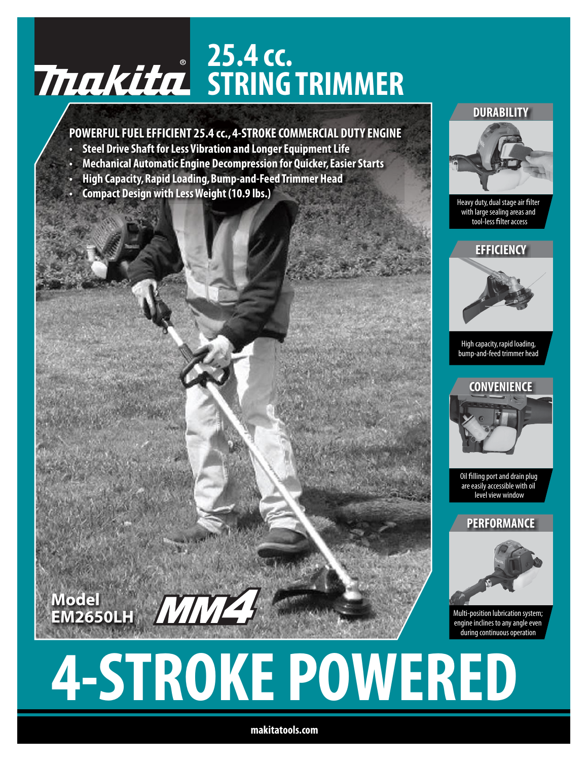# Makita® 25.4 cc. STRING TRIMMER

**POWERFUL FUEL EFFICIENT 25.4 cc., 4-STROKE COMMERCIAL DUTY ENGINE**

- Steel Drive Shaft for Less Vibration and Longer Equipment Life
- Mechanical Automatic Engine Decompression for Quicker, Easier Starts
- High Capacity, Rapid Loading, Bump-and-Feed Trimmer Head
- Compact Design with Less Weight (10.9 lbs.)

**Model EM2650LH**

MM4

## DURABILITY

Heavy duty, dual stage air filter with large sealing areas and tool-less filter access

## EFFICIENCY

High capacity, rapid loading, bump-and-feed trimmer head

## CONVENIENCE

Oil filling port and drain plug are easily accessible with oil level view window

## PERFORMANCE

Multi-position lubrication system; engine inclines to any angle even during continuous operation

# 4-STROKE POWERED

makitatools.com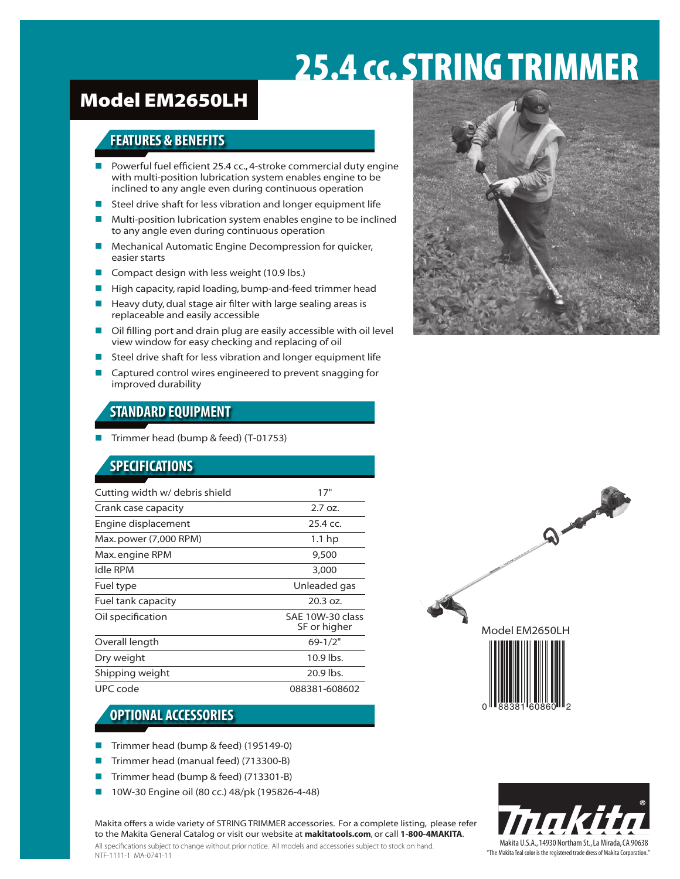# 25.4 cc. STRING TRIMMER

## Model EM2650LH

### FEATURES & BENEFITS

- Powerful fuel efficient 25.4 cc., 4-stroke commercial duty engine with multi-position lubrication system enables engine to be inclined to any angle even during continuous operation
- Steel drive shaft for less vibration and longer equipment life
- Multi-position lubrication system enables engine to be inclined to any angle even during continuous operation
- Mechanical Automatic Engine Decompression for quicker, easier starts
- Compact design with less weight (10.9 lbs.)
- High capacity, rapid loading, bump-and-feed trimmer head
- Heavy duty, dual stage air filter with large sealing areas is replaceable and easily accessible
- Oil filling port and drain plug are easily accessible with oil level view window for easy checking and replacing of oil
- Steel drive shaft for less vibration and longer equipment life
- Captured control wires engineered to prevent snagging for improved durability

### STANDARD EQUIPMENT

- Trimmer head (bump & feed) (T-01753)

### SPECIFICATIONS

| | |
|---|---|
| Cutting width w/ debris shield | 17" |
| Crank case capacity | 2.7 oz. |
| Engine displacement | 25.4 cc. |
| Max. power (7,000 RPM) | 1.1 hp |
| Max. engine RPM | 9,500 |
| Idle RPM | 3,000 |
| Fuel type | Unleaded gas |
| Fuel tank capacity | 20.3 oz. |
| Oil specification | SAE 10W-30 class SF or higher |
| Overall length | 69-1/2" |
| Dry weight | 10.9 lbs. |
| Shipping weight | 20.9 lbs. |
| UPC code | 088381-608602 |

### OPTIONAL ACCESSORIES

- Trimmer head (bump & feed) (195149-0)
- Trimmer head (manual feed) (713300-B)
- Trimmer head (bump & feed) (713301-B)
- 10W-30 Engine oil (80 cc.) 48/pk (195826-4-48)

Model EM2650LH

0 88381 60860 2

Makita offers a wide variety of STRING TRIMMER accessories. For a complete listing, please refer to the Makita General Catalog or visit our website at **makitatools.com**, or call **1-800-4MAKITA**.

All specifications subject to change without prior notice. All models and accessories subject to stock on hand.
NTF-1111-1 MA-0741-11

makita®

Makita U.S.A., 14930 Northam St., La Mirada, CA 90638
"The Makita Teal color is the registered trade dress of Makita Corporation."